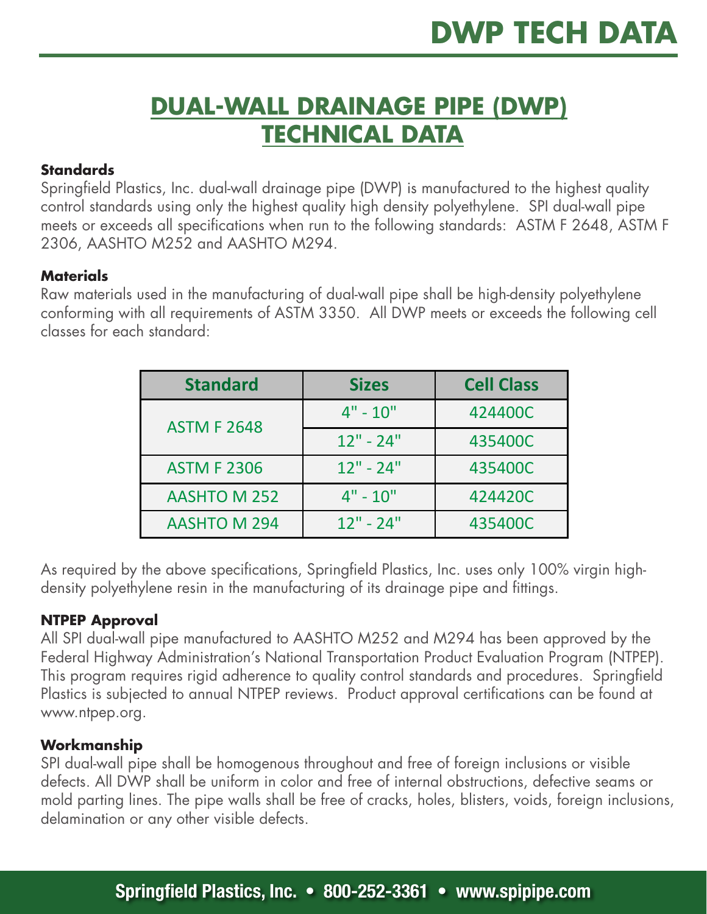# DUAL-WALL DRAINAGE PIPE (DWP) TECHNICAL DATA

**Standards**

Springfield Plastics, Inc. dual-wall drainage pipe (DWP) is manufactured to the highest quality control standards using only the highest quality high density polyethylene. SPI dual-wall pipe meets or exceeds all specifications when run to the following standards: ASTM F 2648, ASTM F 2306, AASHTO M252 and AASHTO M294.

**Materials**

Raw materials used in the manufacturing of dual-wall pipe shall be high-density polyethylene conforming with all requirements of ASTM 3350. All DWP meets or exceeds the following cell classes for each standard:

| Standard | Sizes | Cell Class |
| --- | --- | --- |
| ASTM F 2648 | 4" - 10" | 424400C |
| | 12" - 24" | 435400C |
| ASTM F 2306 | 12" - 24" | 435400C |
| AASHTO M 252 | 4" - 10" | 424420C |
| AASHTO M 294 | 12" - 24" | 435400C |

As required by the above specifications, Springfield Plastics, Inc. uses only 100% virgin high-density polyethylene resin in the manufacturing of its drainage pipe and fittings.

**NTPEP Approval**

All SPI dual-wall pipe manufactured to AASHTO M252 and M294 has been approved by the Federal Highway Administration's National Transportation Product Evaluation Program (NTPEP). This program requires rigid adherence to quality control standards and procedures. Springfield Plastics is subjected to annual NTPEP reviews. Product approval certifications can be found at www.ntpep.org.

**Workmanship**

SPI dual-wall pipe shall be homogenous throughout and free of foreign inclusions or visible defects. All DWP shall be uniform in color and free of internal obstructions, defective seams or mold parting lines. The pipe walls shall be free of cracks, holes, blisters, voids, foreign inclusions, delamination or any other visible defects.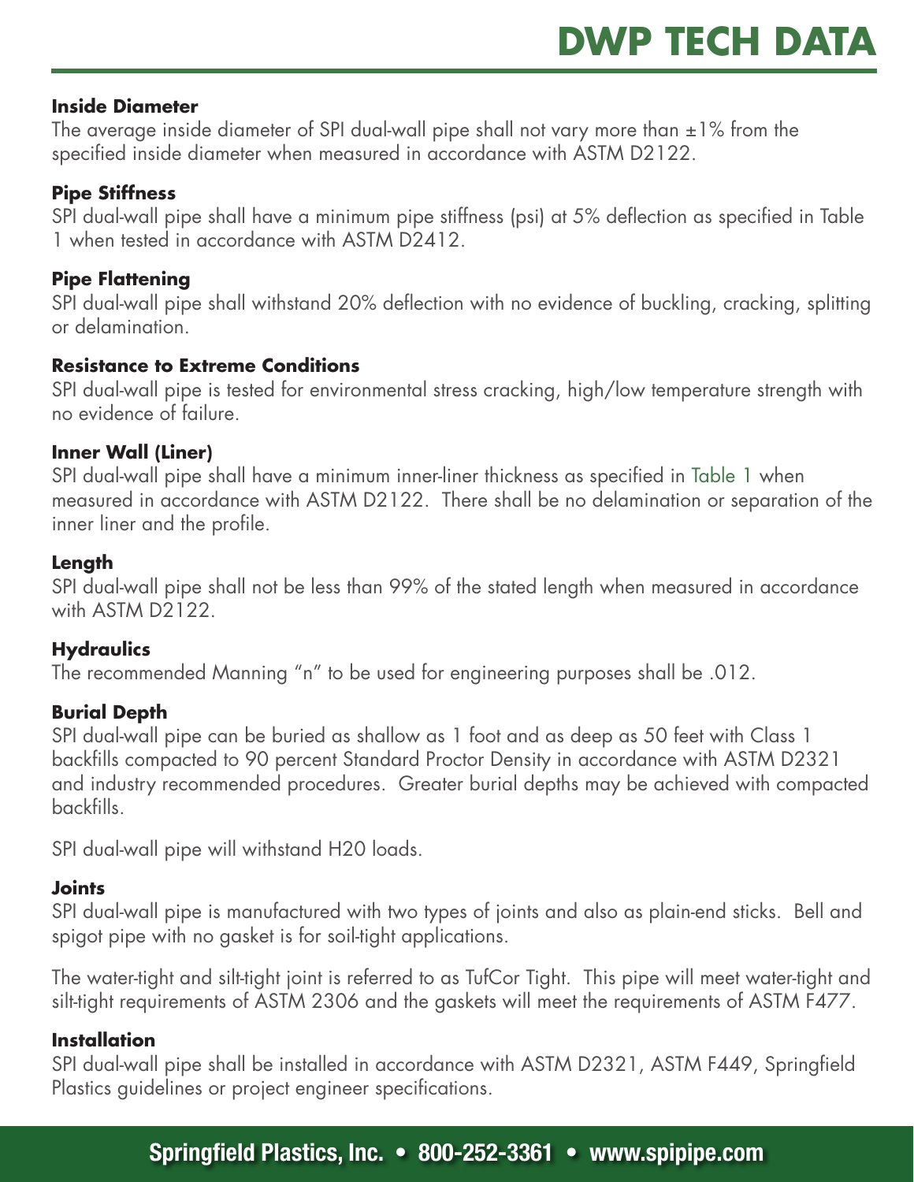# DWP TECH DATA

### Inside Diameter

The average inside diameter of SPI dual-wall pipe shall not vary more than ±1% from the specified inside diameter when measured in accordance with ASTM D2122.

### Pipe Stiffness

SPI dual-wall pipe shall have a minimum pipe stiffness (psi) at 5% deflection as specified in Table 1 when tested in accordance with ASTM D2412.

### Pipe Flattening

SPI dual-wall pipe shall withstand 20% deflection with no evidence of buckling, cracking, splitting or delamination.

### Resistance to Extreme Conditions

SPI dual-wall pipe is tested for environmental stress cracking, high/low temperature strength with no evidence of failure.

### Inner Wall (Liner)

SPI dual-wall pipe shall have a minimum inner-liner thickness as specified in Table 1 when measured in accordance with ASTM D2122. There shall be no delamination or separation of the inner liner and the profile.

### Length

SPI dual-wall pipe shall not be less than 99% of the stated length when measured in accordance with ASTM D2122.

### Hydraulics

The recommended Manning "n" to be used for engineering purposes shall be .012.

### Burial Depth

SPI dual-wall pipe can be buried as shallow as 1 foot and as deep as 50 feet with Class 1 backfills compacted to 90 percent Standard Proctor Density in accordance with ASTM D2321 and industry recommended procedures. Greater burial depths may be achieved with compacted backfills.

SPI dual-wall pipe will withstand H20 loads.

### Joints

SPI dual-wall pipe is manufactured with two types of joints and also as plain-end sticks. Bell and spigot pipe with no gasket is for soil-tight applications.

The water-tight and silt-tight joint is referred to as TufCor Tight. This pipe will meet water-tight and silt-tight requirements of ASTM 2306 and the gaskets will meet the requirements of ASTM F477.

### Installation

SPI dual-wall pipe shall be installed in accordance with ASTM D2321, ASTM F449, Springfield Plastics guidelines or project engineer specifications.

**Springfield Plastics, Inc. • 800-252-3361 • www.spipipe.com**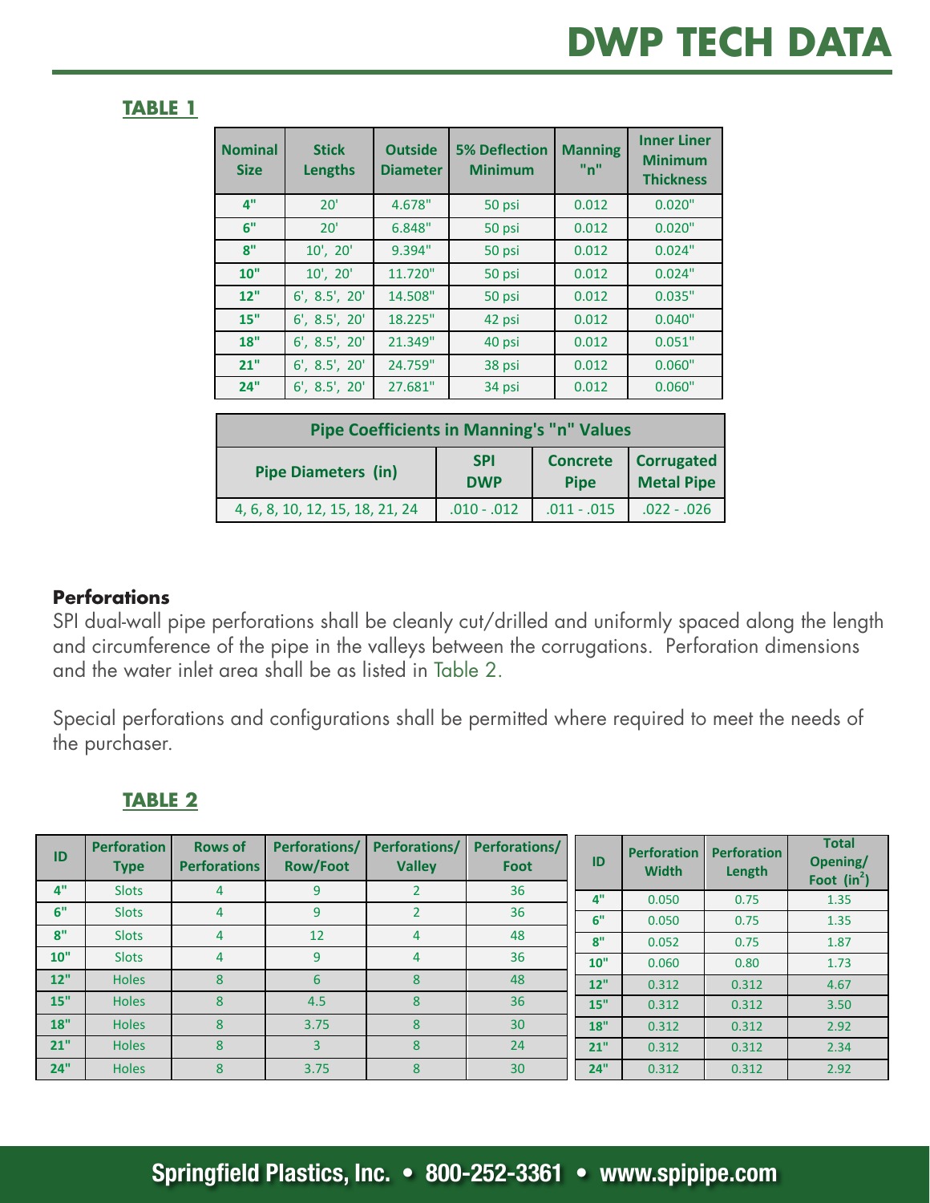# DWP TECH DATA

## TABLE 1

| Nominal Size | Stick Lengths | Outside Diameter | 5% Deflection Minimum | Manning "n" | Inner Liner Minimum Thickness |
|---|---|---|---|---|---|
| 4" | 20' | 4.678" | 50 psi | 0.012 | 0.020" |
| 6" | 20' | 6.848" | 50 psi | 0.012 | 0.020" |
| 8" | 10', 20' | 9.394" | 50 psi | 0.012 | 0.024" |
| 10" | 10', 20' | 11.720" | 50 psi | 0.012 | 0.024" |
| 12" | 6', 8.5', 20' | 14.508" | 50 psi | 0.012 | 0.035" |
| 15" | 6', 8.5', 20' | 18.225" | 42 psi | 0.012 | 0.040" |
| 18" | 6', 8.5', 20' | 21.349" | 40 psi | 0.012 | 0.051" |
| 21" | 6', 8.5', 20' | 24.759" | 38 psi | 0.012 | 0.060" |
| 24" | 6', 8.5', 20' | 27.681" | 34 psi | 0.012 | 0.060" |

| Pipe Coefficients in Manning's "n" Values | | | |
|---|---|---|---|
| Pipe Diameters (in) | SPI DWP | Concrete Pipe | Corrugated Metal Pipe |
| 4, 6, 8, 10, 12, 15, 18, 21, 24 | .010 - .012 | .011 - .015 | .022 - .026 |

**Perforations**

SPI dual-wall pipe perforations shall be cleanly cut/drilled and uniformly spaced along the length and circumference of the pipe in the valleys between the corrugations. Perforation dimensions and the water inlet area shall be as listed in Table 2.

Special perforations and configurations shall be permitted where required to meet the needs of the purchaser.

## TABLE 2

| ID | Perforation Type | Rows of Perforations | Perforations/ Row/Foot | Perforations/ Valley | Perforations/ Foot |
|---|---|---|---|---|---|
| 4" | Slots | 4 | 9 | 2 | 36 |
| 6" | Slots | 4 | 9 | 2 | 36 |
| 8" | Slots | 4 | 12 | 4 | 48 |
| 10" | Slots | 4 | 9 | 4 | 36 |
| 12" | Holes | 8 | 6 | 8 | 48 |
| 15" | Holes | 8 | 4.5 | 8 | 36 |
| 18" | Holes | 8 | 3.75 | 8 | 30 |
| 21" | Holes | 8 | 3 | 8 | 24 |
| 24" | Holes | 8 | 3.75 | 8 | 30 |

| ID | Perforation Width | Perforation Length | Total Opening/ Foot ($in^2$) |
|---|---|---|---|
| 4" | 0.050 | 0.75 | 1.35 |
| 6" | 0.050 | 0.75 | 1.35 |
| 8" | 0.052 | 0.75 | 1.87 |
| 10" | 0.060 | 0.80 | 1.73 |
| 12" | 0.312 | 0.312 | 4.67 |
| 15" | 0.312 | 0.312 | 3.50 |
| 18" | 0.312 | 0.312 | 2.92 |
| 21" | 0.312 | 0.312 | 2.34 |
| 24" | 0.312 | 0.312 | 2.92 |

**Springfield Plastics, Inc. • 800-252-3361 • www.spipipe.com**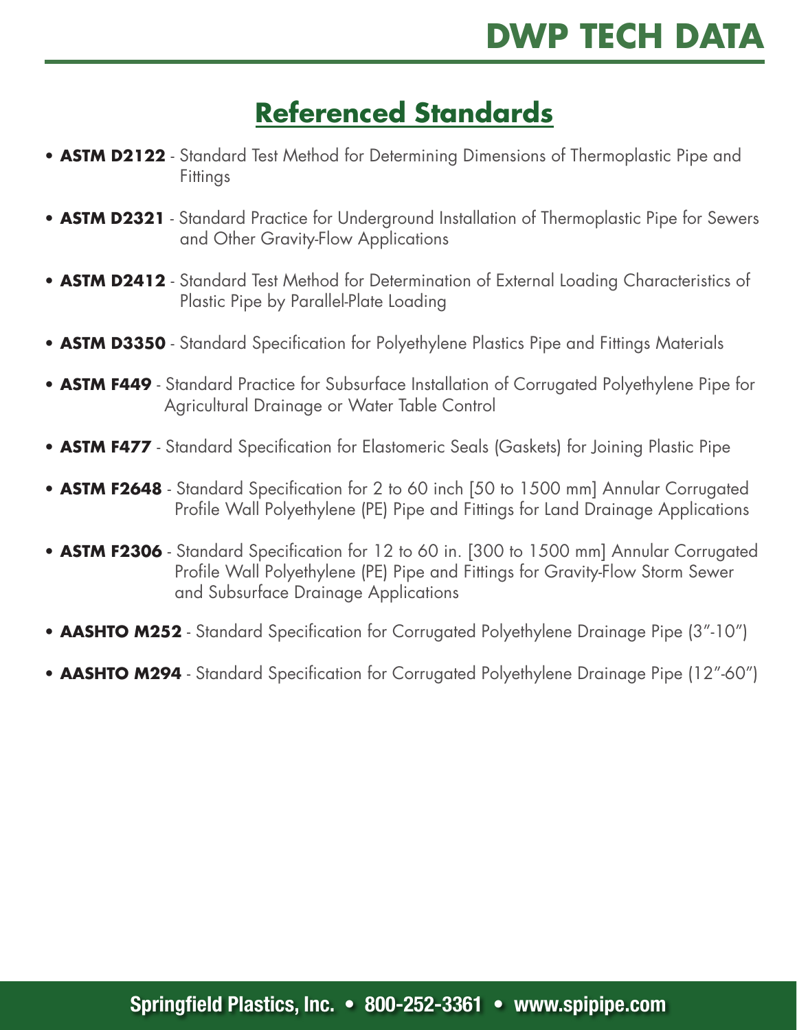## Referenced Standards

- **ASTM D2122** - Standard Test Method for Determining Dimensions of Thermoplastic Pipe and Fittings
- **ASTM D2321** - Standard Practice for Underground Installation of Thermoplastic Pipe for Sewers and Other Gravity-Flow Applications
- **ASTM D2412** - Standard Test Method for Determination of External Loading Characteristics of Plastic Pipe by Parallel-Plate Loading
- **ASTM D3350** - Standard Specification for Polyethylene Plastics Pipe and Fittings Materials
- **ASTM F449** - Standard Practice for Subsurface Installation of Corrugated Polyethylene Pipe for Agricultural Drainage or Water Table Control
- **ASTM F477** - Standard Specification for Elastomeric Seals (Gaskets) for Joining Plastic Pipe
- **ASTM F2648** - Standard Specification for 2 to 60 inch [50 to 1500 mm] Annular Corrugated Profile Wall Polyethylene (PE) Pipe and Fittings for Land Drainage Applications
- **ASTM F2306** - Standard Specification for 12 to 60 in. [300 to 1500 mm] Annular Corrugated Profile Wall Polyethylene (PE) Pipe and Fittings for Gravity-Flow Storm Sewer and Subsurface Drainage Applications
- **AASHTO M252** - Standard Specification for Corrugated Polyethylene Drainage Pipe (3″-10″)
- **AASHTO M294** - Standard Specification for Corrugated Polyethylene Drainage Pipe (12″-60″)